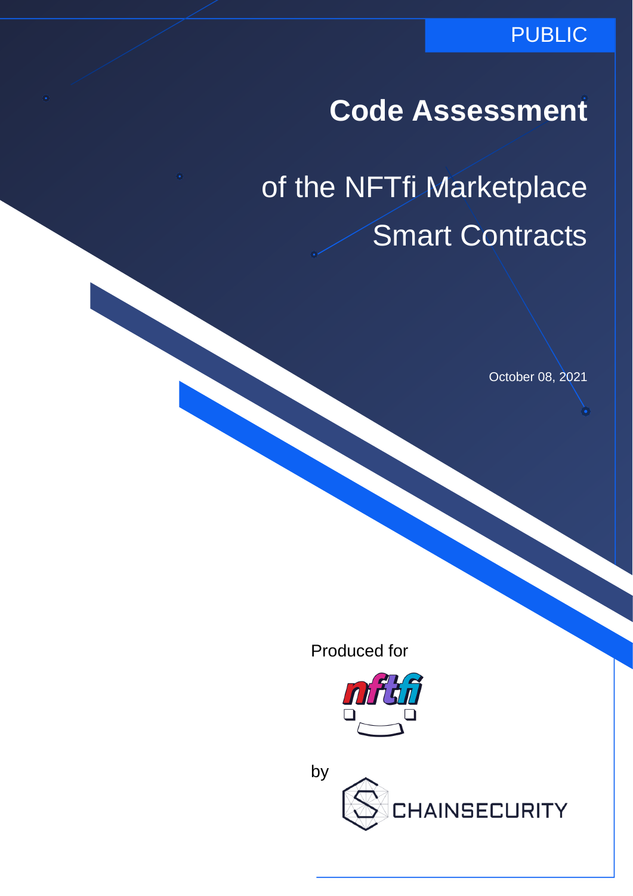PUBLIC

# Code Assessment

## of the NFTfi Marketplace Smart Contracts

October 08, 2021

Produced for

nftfi

by

CHAINSECURITY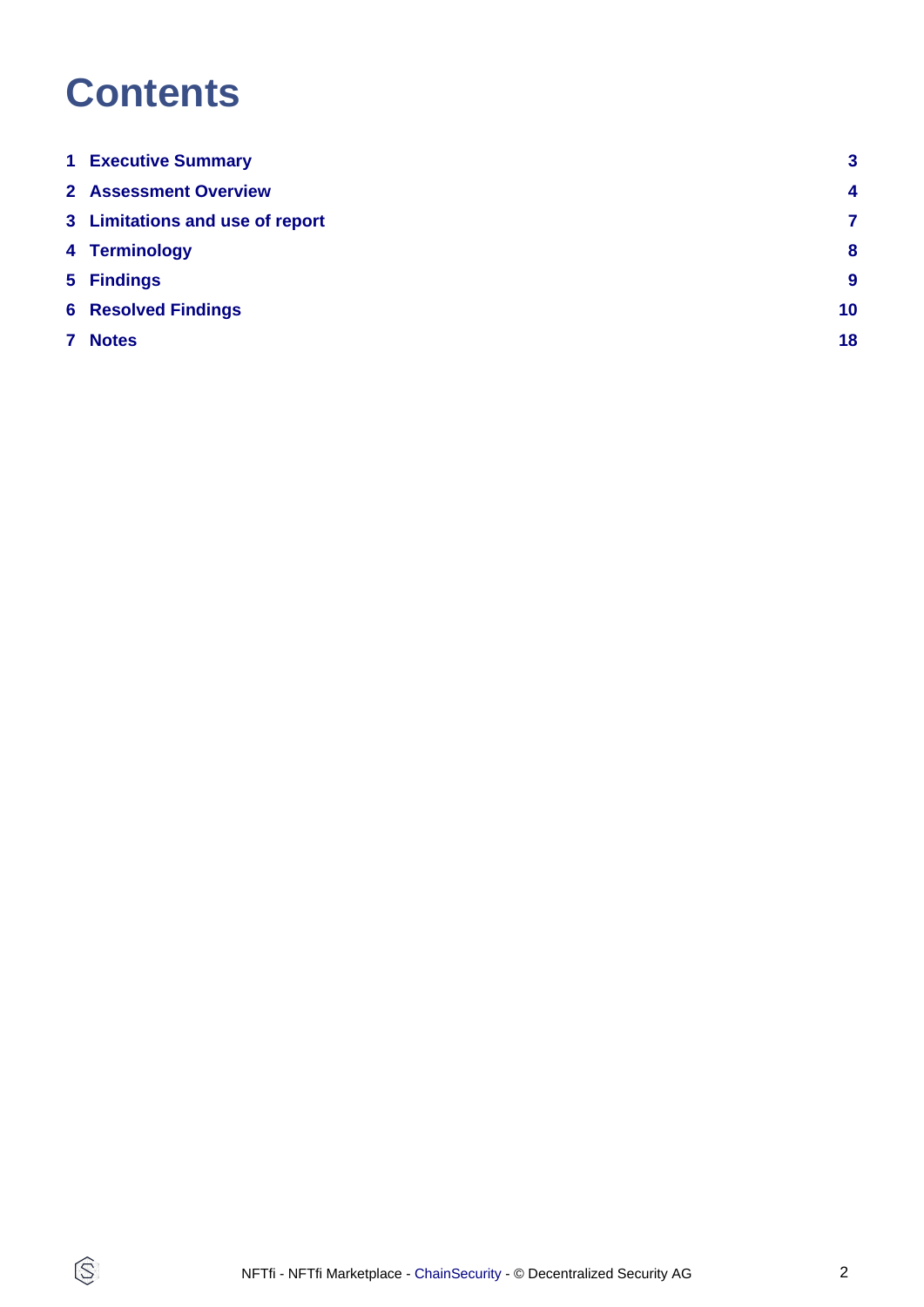# Contents

| | |
|---|---:|
| **1 Executive Summary** | **3** |
| **2 Assessment Overview** | **4** |
| **3 Limitations and use of report** | **7** |
| **4 Terminology** | **8** |
| **5 Findings** | **9** |
| **6 Resolved Findings** | **10** |
| **7 Notes** | **18** |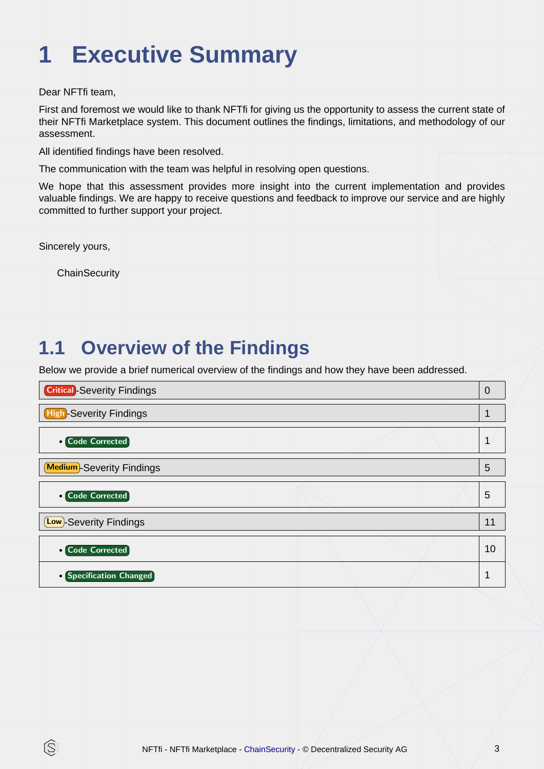# 1 Executive Summary

Dear NFTfi team,

First and foremost we would like to thank NFTfi for giving us the opportunity to assess the current state of their NFTfi Marketplace system. This document outlines the findings, limitations, and methodology of our assessment.

All identified findings have been resolved.

The communication with the team was helpful in resolving open questions.

We hope that this assessment provides more insight into the current implementation and provides valuable findings. We are happy to receive questions and feedback to improve our service and are highly committed to further support your project.

Sincerely yours,

ChainSecurity

## 1.1 Overview of the Findings

Below we provide a brief numerical overview of the findings and how they have been addressed.

| Findings | Count |
|---|---|
| Critical-Severity Findings | 0 |
| High-Severity Findings | 1 |
| • Code Corrected | 1 |
| Medium-Severity Findings | 5 |
| • Code Corrected | 5 |
| Low-Severity Findings | 11 |
| • Code Corrected | 10 |
| • Specification Changed | 1 |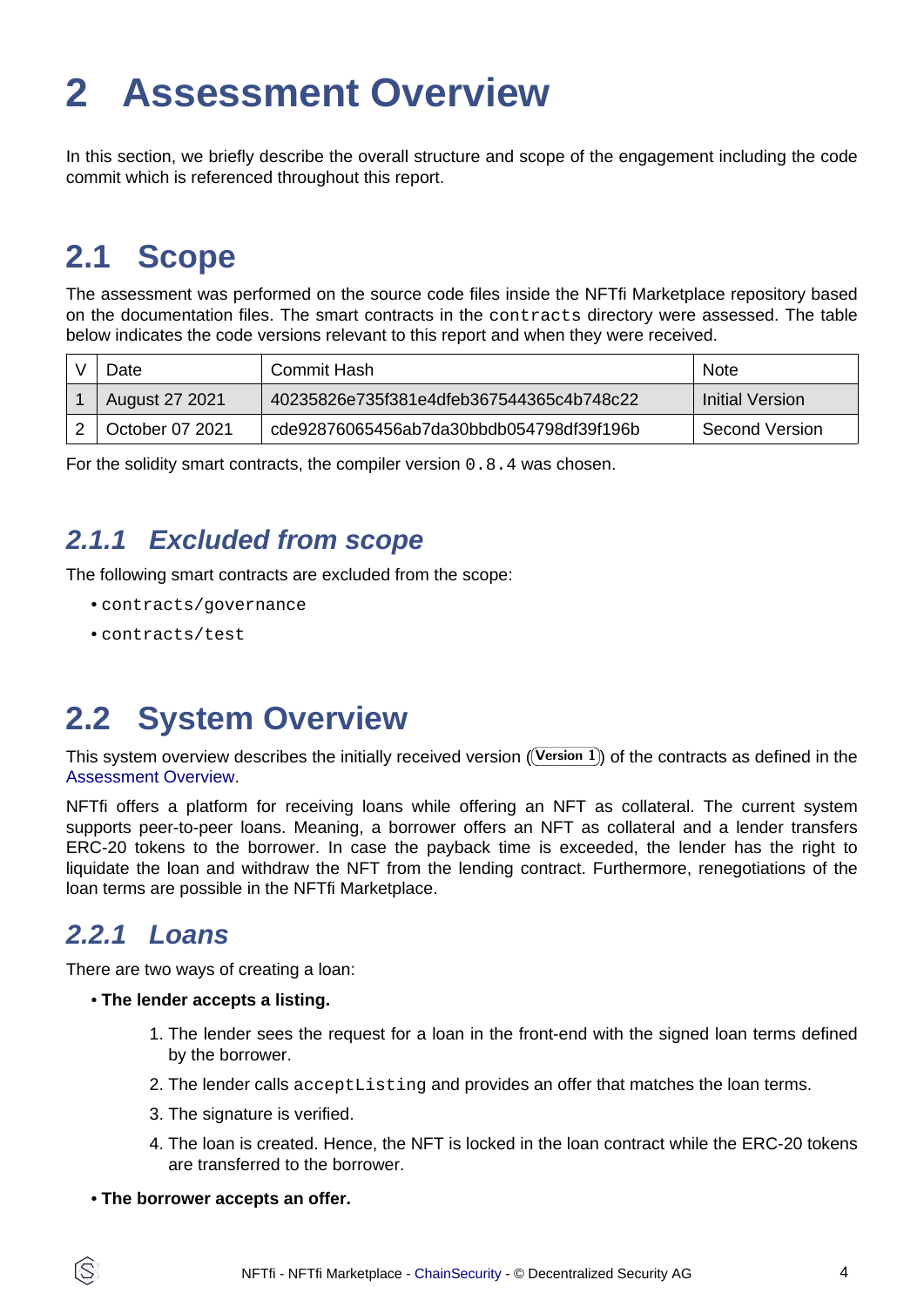# 2 Assessment Overview

In this section, we briefly describe the overall structure and scope of the engagement including the code commit which is referenced throughout this report.

## 2.1 Scope

The assessment was performed on the source code files inside the NFTfi Marketplace repository based on the documentation files. The smart contracts in the `contracts` directory were assessed. The table below indicates the code versions relevant to this report and when they were received.

| V | Date | Commit Hash | Note |
|---|---|---|---|
| 1 | August 27 2021 | 40235826e735f381e4dfeb367544365c4b748c22 | Initial Version |
| 2 | October 07 2021 | cde92876065456ab7da30bbdb054798df39f196b | Second Version |

For the solidity smart contracts, the compiler version `0.8.4` was chosen.

### 2.1.1 Excluded from scope

The following smart contracts are excluded from the scope:

- `contracts/governance`
- `contracts/test`

## 2.2 System Overview

This system overview describes the initially received version (Version 1) of the contracts as defined in the Assessment Overview.

NFTfi offers a platform for receiving loans while offering an NFT as collateral. The current system supports peer-to-peer loans. Meaning, a borrower offers an NFT as collateral and a lender transfers ERC-20 tokens to the borrower. In case the payback time is exceeded, the lender has the right to liquidate the loan and withdraw the NFT from the lending contract. Furthermore, renegotiations of the loan terms are possible in the NFTfi Marketplace.

### 2.2.1 Loans

There are two ways of creating a loan:

- **The lender accepts a listing.**
  1. The lender sees the request for a loan in the front-end with the signed loan terms defined by the borrower.
  2. The lender calls `acceptListing` and provides an offer that matches the loan terms.
  3. The signature is verified.
  4. The loan is created. Hence, the NFT is locked in the loan contract while the ERC-20 tokens are transferred to the borrower.
- **The borrower accepts an offer.**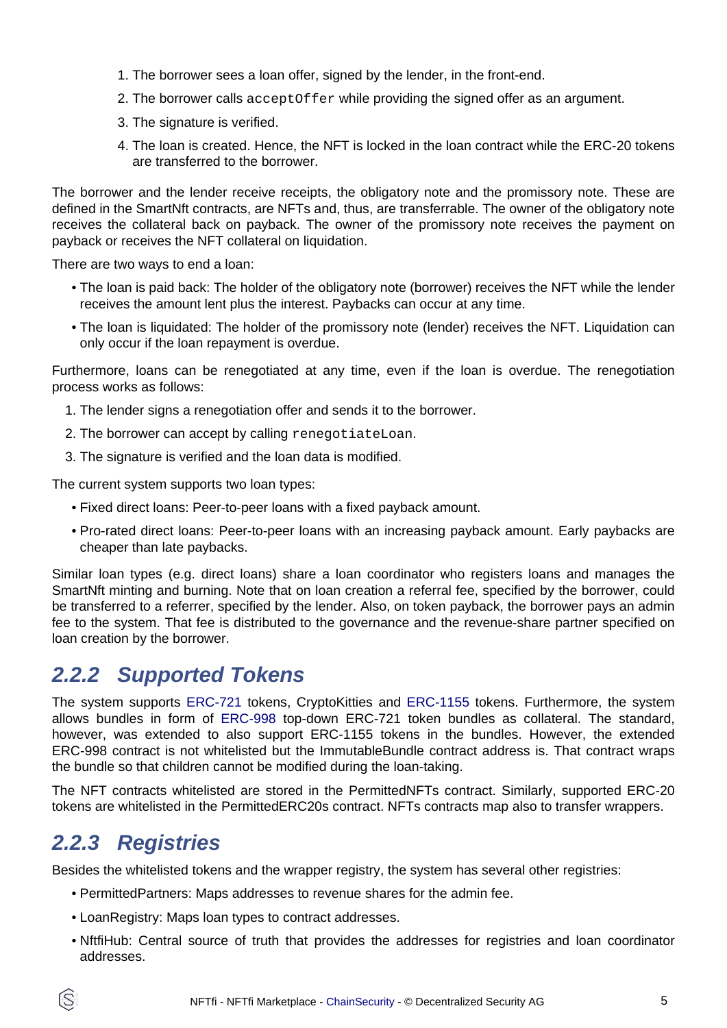1. The borrower sees a loan offer, signed by the lender, in the front-end.
2. The borrower calls `acceptOffer` while providing the signed offer as an argument.
3. The signature is verified.
4. The loan is created. Hence, the NFT is locked in the loan contract while the ERC-20 tokens are transferred to the borrower.

The borrower and the lender receive receipts, the obligatory note and the promissory note. These are defined in the SmartNft contracts, are NFTs and, thus, are transferrable. The owner of the obligatory note receives the collateral back on payback. The owner of the promissory note receives the payment on payback or receives the NFT collateral on liquidation.

There are two ways to end a loan:

- The loan is paid back: The holder of the obligatory note (borrower) receives the NFT while the lender receives the amount lent plus the interest. Paybacks can occur at any time.
- The loan is liquidated: The holder of the promissory note (lender) receives the NFT. Liquidation can only occur if the loan repayment is overdue.

Furthermore, loans can be renegotiated at any time, even if the loan is overdue. The renegotiation process works as follows:

1. The lender signs a renegotiation offer and sends it to the borrower.
2. The borrower can accept by calling `renegotiateLoan`.
3. The signature is verified and the loan data is modified.

The current system supports two loan types:

- Fixed direct loans: Peer-to-peer loans with a fixed payback amount.
- Pro-rated direct loans: Peer-to-peer loans with an increasing payback amount. Early paybacks are cheaper than late paybacks.

Similar loan types (e.g. direct loans) share a loan coordinator who registers loans and manages the SmartNft minting and burning. Note that on loan creation a referral fee, specified by the borrower, could be transferred to a referrer, specified by the lender. Also, on token payback, the borrower pays an admin fee to the system. That fee is distributed to the governance and the revenue-share partner specified on loan creation by the borrower.

### 2.2.2 Supported Tokens

The system supports ERC-721 tokens, CryptoKitties and ERC-1155 tokens. Furthermore, the system allows bundles in form of ERC-998 top-down ERC-721 token bundles as collateral. The standard, however, was extended to also support ERC-1155 tokens in the bundles. However, the extended ERC-998 contract is not whitelisted but the ImmutableBundle contract address is. That contract wraps the bundle so that children cannot be modified during the loan-taking.

The NFT contracts whitelisted are stored in the PermittedNFTs contract. Similarly, supported ERC-20 tokens are whitelisted in the PermittedERC20s contract. NFTs contracts map also to transfer wrappers.

### 2.2.3 Registries

Besides the whitelisted tokens and the wrapper registry, the system has several other registries:

- PermittedPartners: Maps addresses to revenue shares for the admin fee.
- LoanRegistry: Maps loan types to contract addresses.
- NftfiHub: Central source of truth that provides the addresses for registries and loan coordinator addresses.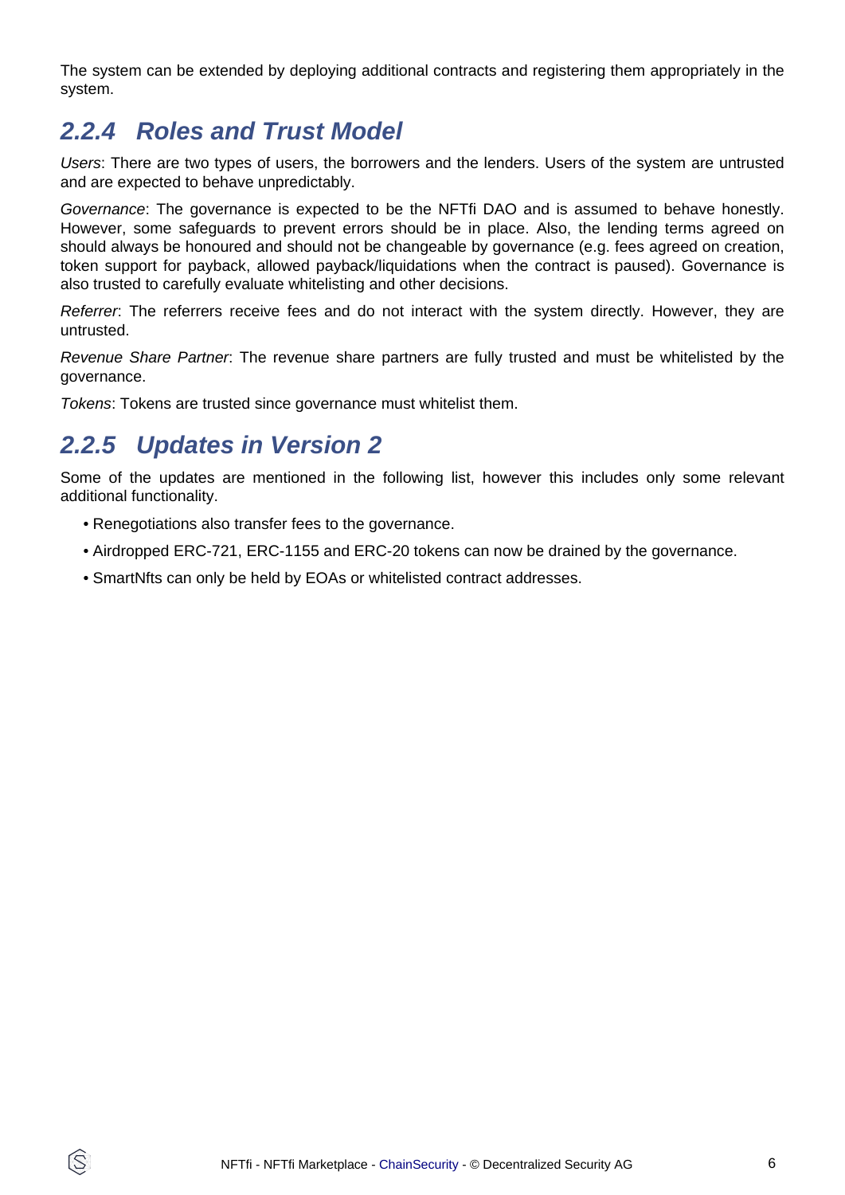The system can be extended by deploying additional contracts and registering them appropriately in the system.

### 2.2.4 Roles and Trust Model

*Users*: There are two types of users, the borrowers and the lenders. Users of the system are untrusted and are expected to behave unpredictably.

*Governance*: The governance is expected to be the NFTfi DAO and is assumed to behave honestly. However, some safeguards to prevent errors should be in place. Also, the lending terms agreed on should always be honoured and should not be changeable by governance (e.g. fees agreed on creation, token support for payback, allowed payback/liquidations when the contract is paused). Governance is also trusted to carefully evaluate whitelisting and other decisions.

*Referrer*: The referrers receive fees and do not interact with the system directly. However, they are untrusted.

*Revenue Share Partner*: The revenue share partners are fully trusted and must be whitelisted by the governance.

*Tokens*: Tokens are trusted since governance must whitelist them.

### 2.2.5 Updates in Version 2

Some of the updates are mentioned in the following list, however this includes only some relevant additional functionality.

- Renegotiations also transfer fees to the governance.
- Airdropped ERC-721, ERC-1155 and ERC-20 tokens can now be drained by the governance.
- SmartNfts can only be held by EOAs or whitelisted contract addresses.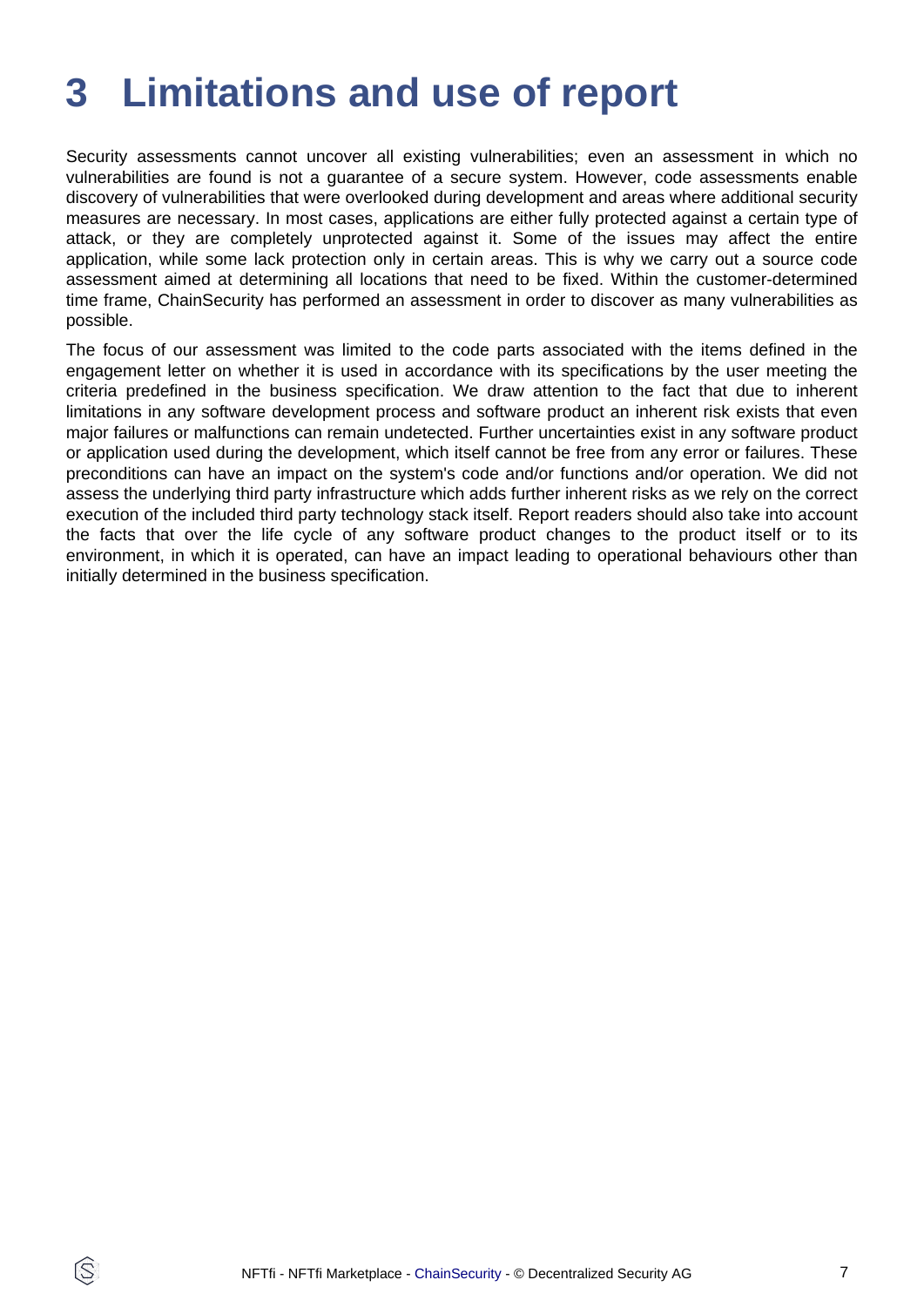# 3 Limitations and use of report

Security assessments cannot uncover all existing vulnerabilities; even an assessment in which no vulnerabilities are found is not a guarantee of a secure system. However, code assessments enable discovery of vulnerabilities that were overlooked during development and areas where additional security measures are necessary. In most cases, applications are either fully protected against a certain type of attack, or they are completely unprotected against it. Some of the issues may affect the entire application, while some lack protection only in certain areas. This is why we carry out a source code assessment aimed at determining all locations that need to be fixed. Within the customer-determined time frame, ChainSecurity has performed an assessment in order to discover as many vulnerabilities as possible.

The focus of our assessment was limited to the code parts associated with the items defined in the engagement letter on whether it is used in accordance with its specifications by the user meeting the criteria predefined in the business specification. We draw attention to the fact that due to inherent limitations in any software development process and software product an inherent risk exists that even major failures or malfunctions can remain undetected. Further uncertainties exist in any software product or application used during the development, which itself cannot be free from any error or failures. These preconditions can have an impact on the system's code and/or functions and/or operation. We did not assess the underlying third party infrastructure which adds further inherent risks as we rely on the correct execution of the included third party technology stack itself. Report readers should also take into account the facts that over the life cycle of any software product changes to the product itself or to its environment, in which it is operated, can have an impact leading to operational behaviours other than initially determined in the business specification.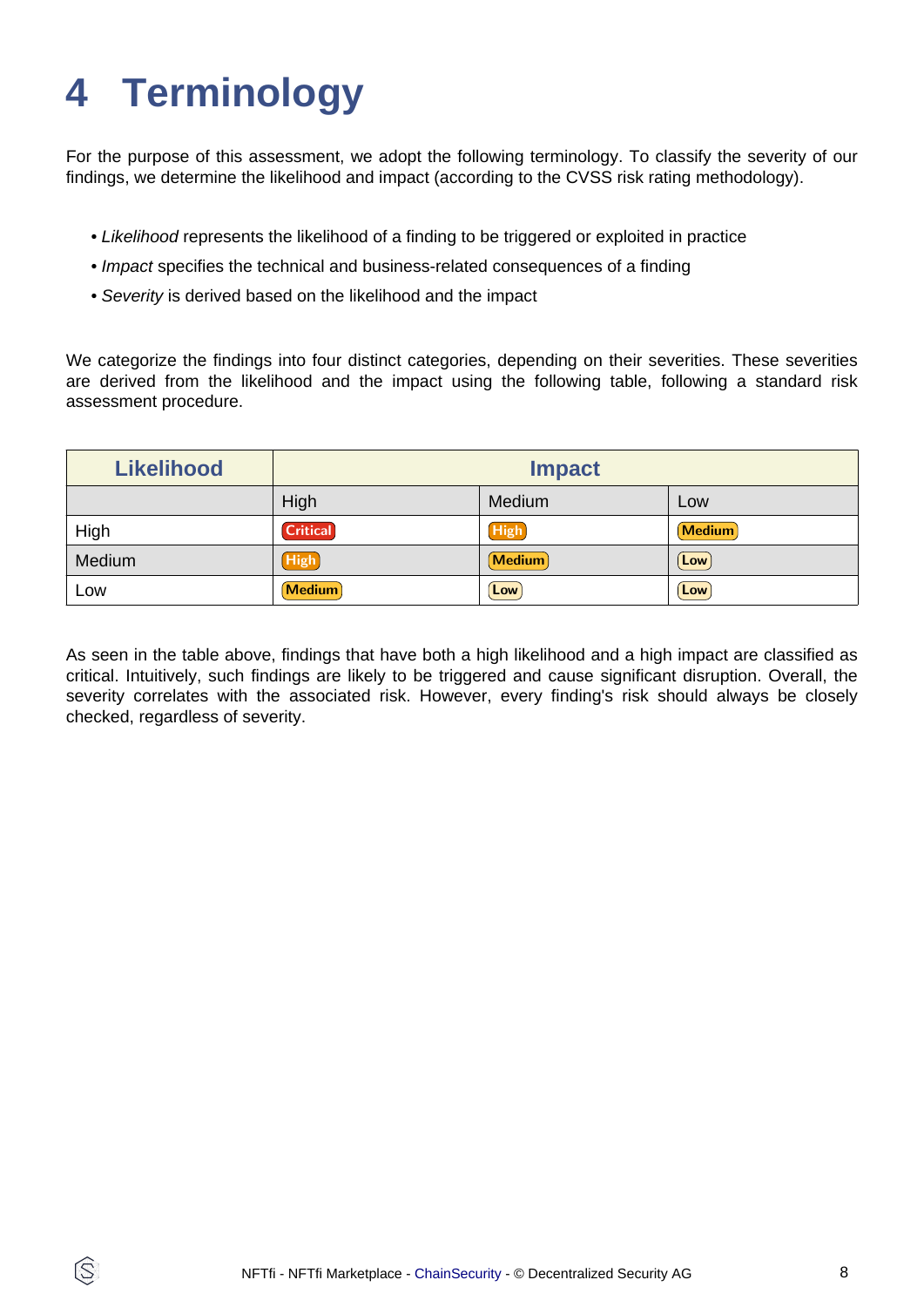# 4 Terminology

For the purpose of this assessment, we adopt the following terminology. To classify the severity of our findings, we determine the likelihood and impact (according to the CVSS risk rating methodology).

- *Likelihood* represents the likelihood of a finding to be triggered or exploited in practice
- *Impact* specifies the technical and business-related consequences of a finding
- *Severity* is derived based on the likelihood and the impact

We categorize the findings into four distinct categories, depending on their severities. These severities are derived from the likelihood and the impact using the following table, following a standard risk assessment procedure.

| **Likelihood** | **Impact** | | |
|---|---|---|---|
| | High | Medium | Low |
| High | Critical | High | Medium |
| Medium | High | Medium | Low |
| Low | Medium | Low | Low |

As seen in the table above, findings that have both a high likelihood and a high impact are classified as critical. Intuitively, such findings are likely to be triggered and cause significant disruption. Overall, the severity correlates with the associated risk. However, every finding's risk should always be closely checked, regardless of severity.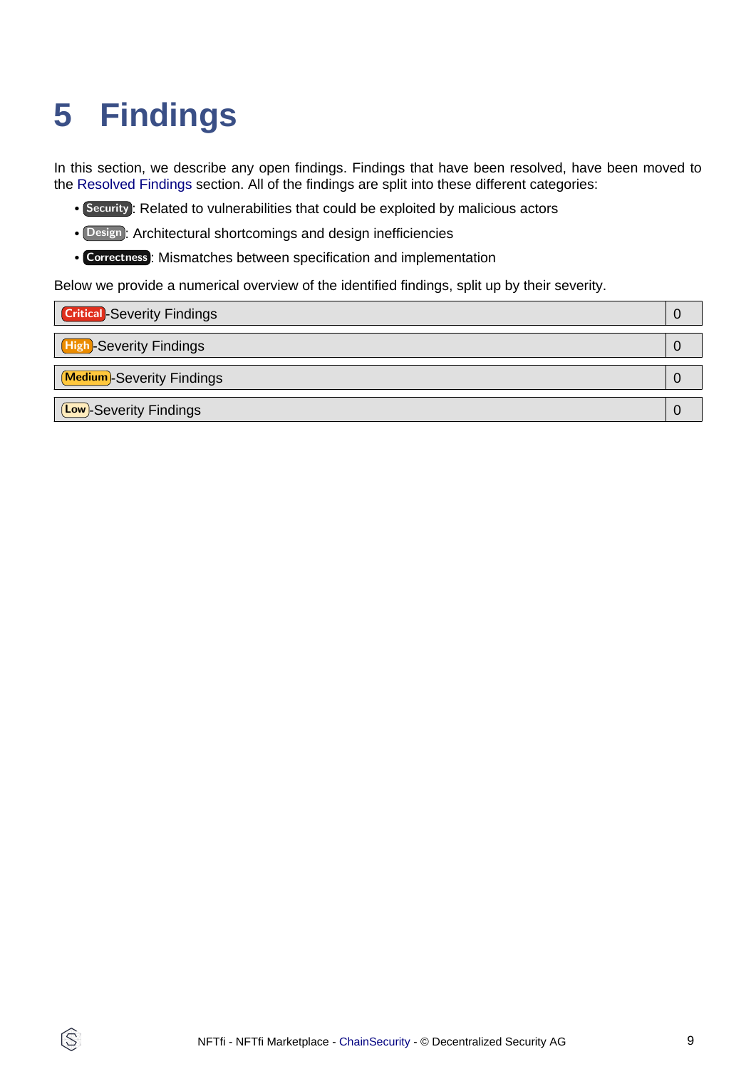# 5 Findings

In this section, we describe any open findings. Findings that have been resolved, have been moved to the Resolved Findings section. All of the findings are split into these different categories:

- Security: Related to vulnerabilities that could be exploited by malicious actors
- Design: Architectural shortcomings and design inefficiencies
- Correctness: Mismatches between specification and implementation

Below we provide a numerical overview of the identified findings, split up by their severity.

| | |
|---|---|
| Critical-Severity Findings | 0 |
| High-Severity Findings | 0 |
| Medium-Severity Findings | 0 |
| Low-Severity Findings | 0 |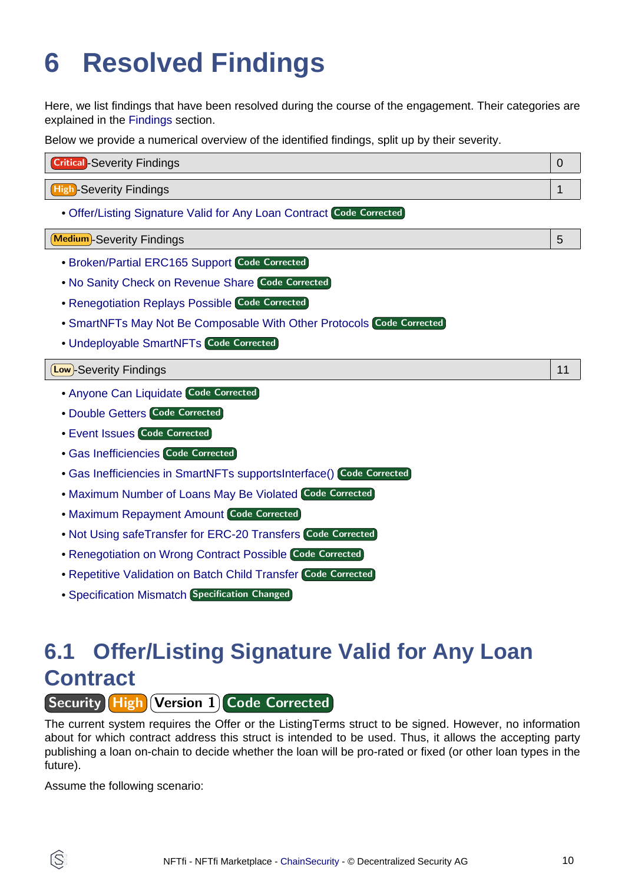# 6 Resolved Findings

Here, we list findings that have been resolved during the course of the engagement. Their categories are explained in the Findings section.

Below we provide a numerical overview of the identified findings, split up by their severity.

| Critical-Severity Findings | 0 |
|---|---|

| High-Severity Findings | 1 |
|---|---|

- Offer/Listing Signature Valid for Any Loan Contract Code Corrected

| Medium-Severity Findings | 5 |
|---|---|

- Broken/Partial ERC165 Support Code Corrected
- No Sanity Check on Revenue Share Code Corrected
- Renegotiation Replays Possible Code Corrected
- SmartNFTs May Not Be Composable With Other Protocols Code Corrected
- Undeployable SmartNFTs Code Corrected

| Low-Severity Findings | 11 |
|---|---|

- Anyone Can Liquidate Code Corrected
- Double Getters Code Corrected
- Event Issues Code Corrected
- Gas Inefficiencies Code Corrected
- Gas Inefficiencies in SmartNFTs supportsInterface() Code Corrected
- Maximum Number of Loans May Be Violated Code Corrected
- Maximum Repayment Amount Code Corrected
- Not Using safeTransfer for ERC-20 Transfers Code Corrected
- Renegotiation on Wrong Contract Possible Code Corrected
- Repetitive Validation on Batch Child Transfer Code Corrected
- Specification Mismatch Specification Changed

## 6.1 Offer/Listing Signature Valid for Any Loan Contract

Security High Version 1 Code Corrected

The current system requires the Offer or the ListingTerms struct to be signed. However, no information about for which contract address this struct is intended to be used. Thus, it allows the accepting party publishing a loan on-chain to decide whether the loan will be pro-rated or fixed (or other loan types in the future).

Assume the following scenario: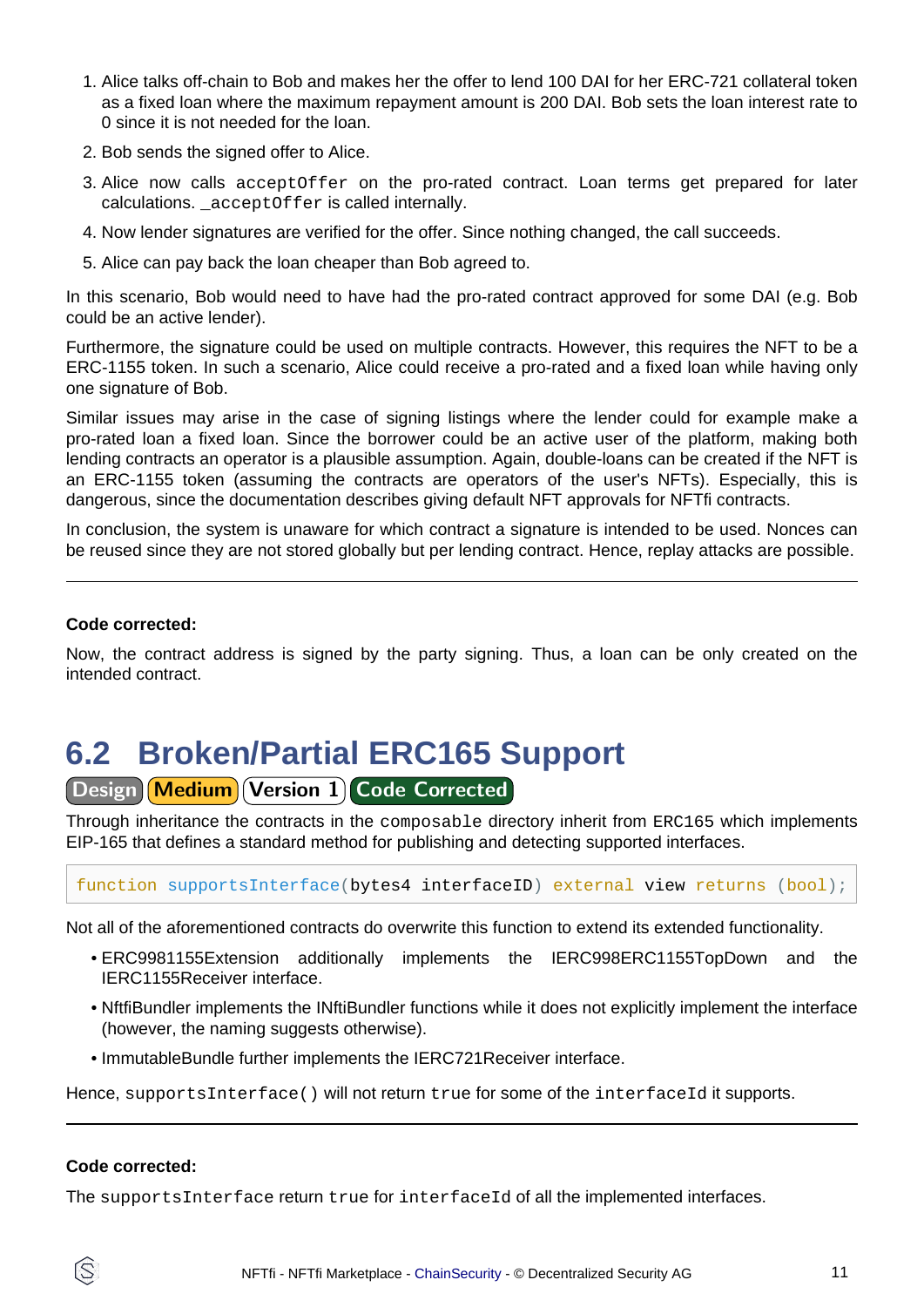1. Alice talks off-chain to Bob and makes her the offer to lend 100 DAI for her ERC-721 collateral token as a fixed loan where the maximum repayment amount is 200 DAI. Bob sets the loan interest rate to 0 since it is not needed for the loan.
2. Bob sends the signed offer to Alice.
3. Alice now calls `acceptOffer` on the pro-rated contract. Loan terms get prepared for later calculations. `_acceptOffer` is called internally.
4. Now lender signatures are verified for the offer. Since nothing changed, the call succeeds.
5. Alice can pay back the loan cheaper than Bob agreed to.

In this scenario, Bob would need to have had the pro-rated contract approved for some DAI (e.g. Bob could be an active lender).

Furthermore, the signature could be used on multiple contracts. However, this requires the NFT to be a ERC-1155 token. In such a scenario, Alice could receive a pro-rated and a fixed loan while having only one signature of Bob.

Similar issues may arise in the case of signing listings where the lender could for example make a pro-rated loan a fixed loan. Since the borrower could be an active user of the platform, making both lending contracts an operator is a plausible assumption. Again, double-loans can be created if the NFT is an ERC-1155 token (assuming the contracts are operators of the user's NFTs). Especially, this is dangerous, since the documentation describes giving default NFT approvals for NFTfi contracts.

In conclusion, the system is unaware for which contract a signature is intended to be used. Nonces can be reused since they are not stored globally but per lending contract. Hence, replay attacks are possible.

---

**Code corrected:**

Now, the contract address is signed by the party signing. Thus, a loan can be only created on the intended contract.

## 6.2 Broken/Partial ERC165 Support

Design | Medium | Version 1 | Code Corrected

Through inheritance the contracts in the `composable` directory inherit from `ERC165` which implements EIP-165 that defines a standard method for publishing and detecting supported interfaces.

```
function supportsInterface(bytes4 interfaceID) external view returns (bool);
```

Not all of the aforementioned contracts do overwrite this function to extend its extended functionality.

- ERC9981155Extension additionally implements the IERC998ERC1155TopDown and the IERC1155Receiver interface.
- NftfiBundler implements the INftiBundler functions while it does not explicitly implement the interface (however, the naming suggests otherwise).
- ImmutableBundle further implements the IERC721Receiver interface.

Hence, `supportsInterface()` will not return `true` for some of the `interfaceId` it supports.

---

**Code corrected:**

The `supportsInterface` return `true` for `interfaceId` of all the implemented interfaces.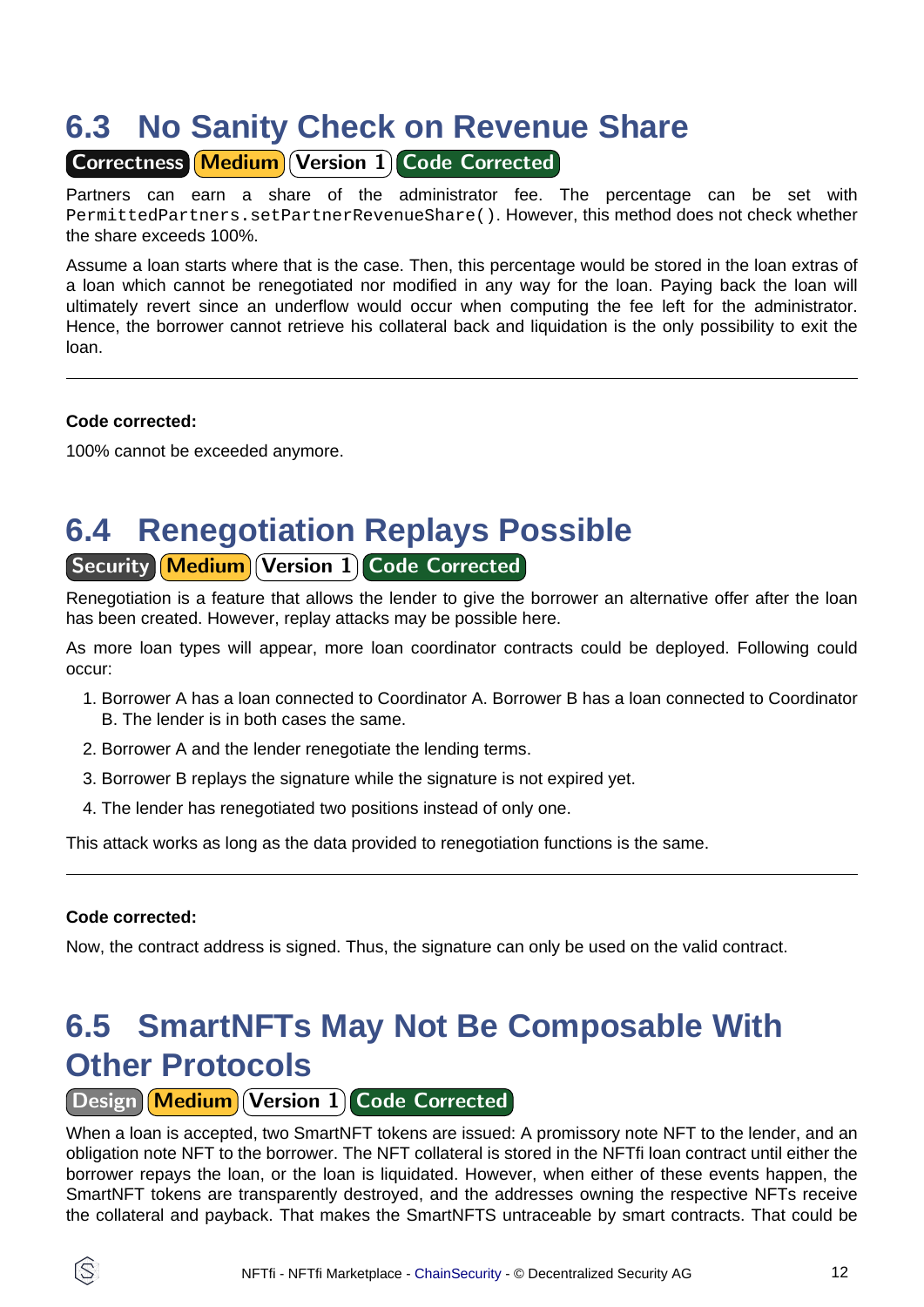## 6.3 No Sanity Check on Revenue Share

Correctness | Medium | Version 1 | Code Corrected

Partners can earn a share of the administrator fee. The percentage can be set with `PermittedPartners.setPartnerRevenueShare()`. However, this method does not check whether the share exceeds 100%.

Assume a loan starts where that is the case. Then, this percentage would be stored in the loan extras of a loan which cannot be renegotiated nor modified in any way for the loan. Paying back the loan will ultimately revert since an underflow would occur when computing the fee left for the administrator. Hence, the borrower cannot retrieve his collateral back and liquidation is the only possibility to exit the loan.

---

**Code corrected:**

100% cannot be exceeded anymore.

## 6.4 Renegotiation Replays Possible

Security | Medium | Version 1 | Code Corrected

Renegotiation is a feature that allows the lender to give the borrower an alternative offer after the loan has been created. However, replay attacks may be possible here.

As more loan types will appear, more loan coordinator contracts could be deployed. Following could occur:

1. Borrower A has a loan connected to Coordinator A. Borrower B has a loan connected to Coordinator B. The lender is in both cases the same.
2. Borrower A and the lender renegotiate the lending terms.
3. Borrower B replays the signature while the signature is not expired yet.
4. The lender has renegotiated two positions instead of only one.

This attack works as long as the data provided to renegotiation functions is the same.

---

**Code corrected:**

Now, the contract address is signed. Thus, the signature can only be used on the valid contract.

## 6.5 SmartNFTs May Not Be Composable With Other Protocols

Design | Medium | Version 1 | Code Corrected

When a loan is accepted, two SmartNFT tokens are issued: A promissory note NFT to the lender, and an obligation note NFT to the borrower. The NFT collateral is stored in the NFTfi loan contract until either the borrower repays the loan, or the loan is liquidated. However, when either of these events happen, the SmartNFT tokens are transparently destroyed, and the addresses owning the respective NFTs receive the collateral and payback. That makes the SmartNFTS untraceable by smart contracts. That could be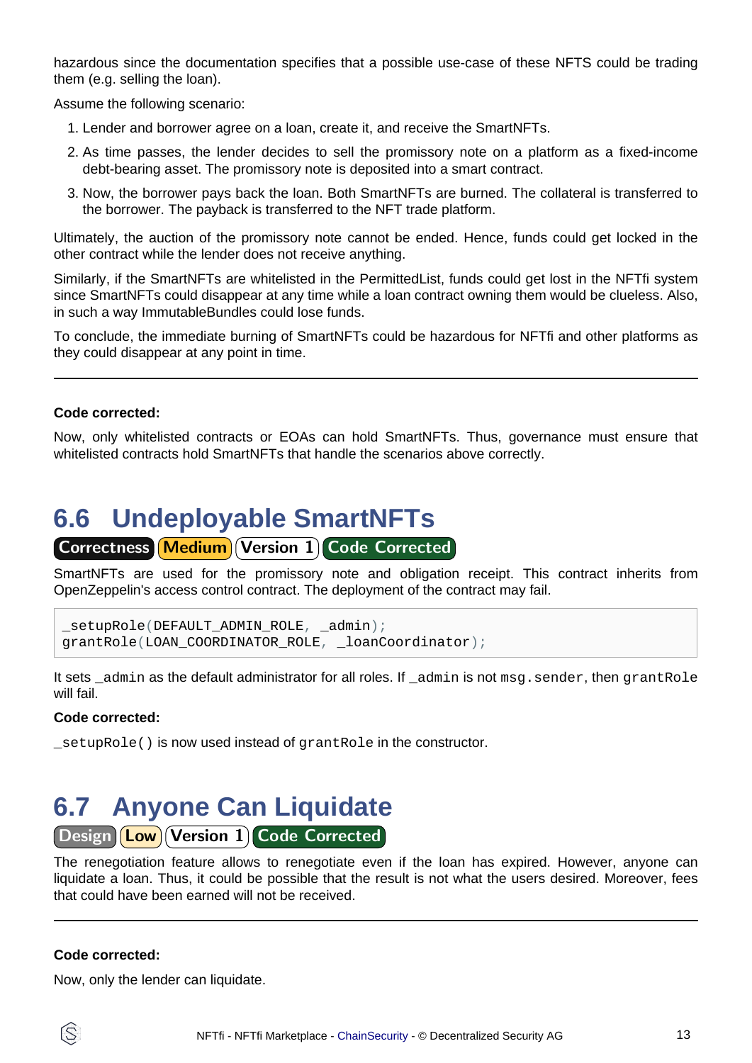hazardous since the documentation specifies that a possible use-case of these NFTS could be trading them (e.g. selling the loan).

Assume the following scenario:

1. Lender and borrower agree on a loan, create it, and receive the SmartNFTs.
2. As time passes, the lender decides to sell the promissory note on a platform as a fixed-income debt-bearing asset. The promissory note is deposited into a smart contract.
3. Now, the borrower pays back the loan. Both SmartNFTs are burned. The collateral is transferred to the borrower. The payback is transferred to the NFT trade platform.

Ultimately, the auction of the promissory note cannot be ended. Hence, funds could get locked in the other contract while the lender does not receive anything.

Similarly, if the SmartNFTs are whitelisted in the PermittedList, funds could get lost in the NFTfi system since SmartNFTs could disappear at any time while a loan contract owning them would be clueless. Also, in such a way ImmutableBundles could lose funds.

To conclude, the immediate burning of SmartNFTs could be hazardous for NFTfi and other platforms as they could disappear at any point in time.

---

**Code corrected:**

Now, only whitelisted contracts or EOAs can hold SmartNFTs. Thus, governance must ensure that whitelisted contracts hold SmartNFTs that handle the scenarios above correctly.

## 6.6 Undeployable SmartNFTs

Correctness | Medium | Version 1 | Code Corrected

SmartNFTs are used for the promissory note and obligation receipt. This contract inherits from OpenZeppelin's access control contract. The deployment of the contract may fail.

```
_setupRole(DEFAULT_ADMIN_ROLE, _admin);
grantRole(LOAN_COORDINATOR_ROLE, _loanCoordinator);
```

It sets `_admin` as the default administrator for all roles. If `_admin` is not `msg.sender`, then `grantRole` will fail.

**Code corrected:**

`_setupRole()` is now used instead of `grantRole` in the constructor.

## 6.7 Anyone Can Liquidate

Design | Low | Version 1 | Code Corrected

The renegotiation feature allows to renegotiate even if the loan has expired. However, anyone can liquidate a loan. Thus, it could be possible that the result is not what the users desired. Moreover, fees that could have been earned will not be received.

---

**Code corrected:**

Now, only the lender can liquidate.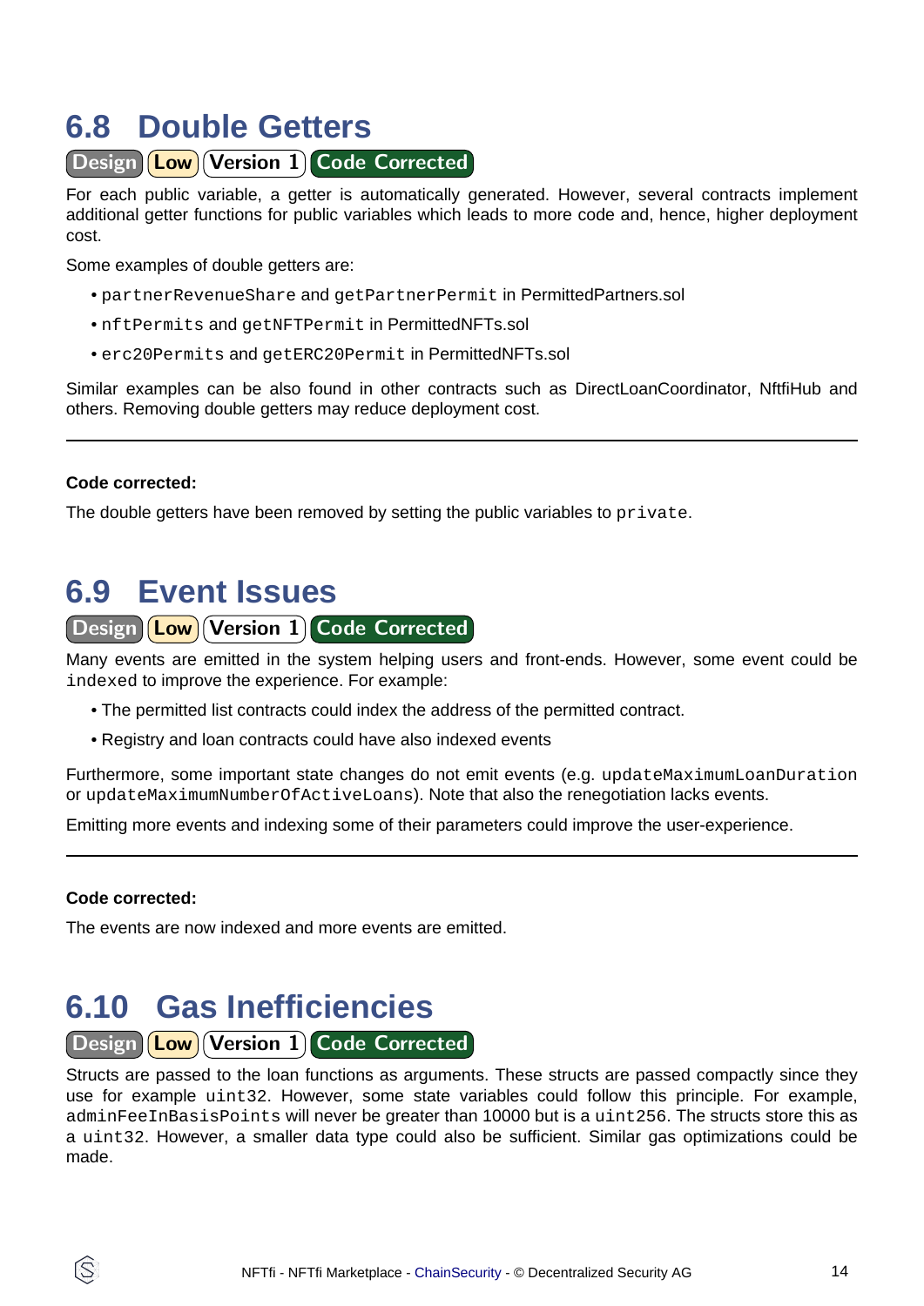## 6.8 Double Getters

Design | Low | Version 1 | Code Corrected

For each public variable, a getter is automatically generated. However, several contracts implement additional getter functions for public variables which leads to more code and, hence, higher deployment cost.

Some examples of double getters are:

- `partnerRevenueShare` and `getPartnerPermit` in PermittedPartners.sol
- `nftPermits` and `getNFTPermit` in PermittedNFTs.sol
- `erc20Permits` and `getERC20Permit` in PermittedNFTs.sol

Similar examples can be also found in other contracts such as DirectLoanCoordinator, NftfiHub and others. Removing double getters may reduce deployment cost.

---

**Code corrected:**

The double getters have been removed by setting the public variables to `private`.

## 6.9 Event Issues

Design | Low | Version 1 | Code Corrected

Many events are emitted in the system helping users and front-ends. However, some event could be `indexed` to improve the experience. For example:

- The permitted list contracts could index the address of the permitted contract.
- Registry and loan contracts could have also indexed events

Furthermore, some important state changes do not emit events (e.g. `updateMaximumLoanDuration` or `updateMaximumNumberOfActiveLoans`). Note that also the renegotiation lacks events.

Emitting more events and indexing some of their parameters could improve the user-experience.

---

**Code corrected:**

The events are now indexed and more events are emitted.

## 6.10 Gas Inefficiencies

Design | Low | Version 1 | Code Corrected

Structs are passed to the loan functions as arguments. These structs are passed compactly since they use for example `uint32`. However, some state variables could follow this principle. For example, `adminFeeInBasisPoints` will never be greater than 10000 but is a `uint256`. The structs store this as a `uint32`. However, a smaller data type could also be sufficient. Similar gas optimizations could be made.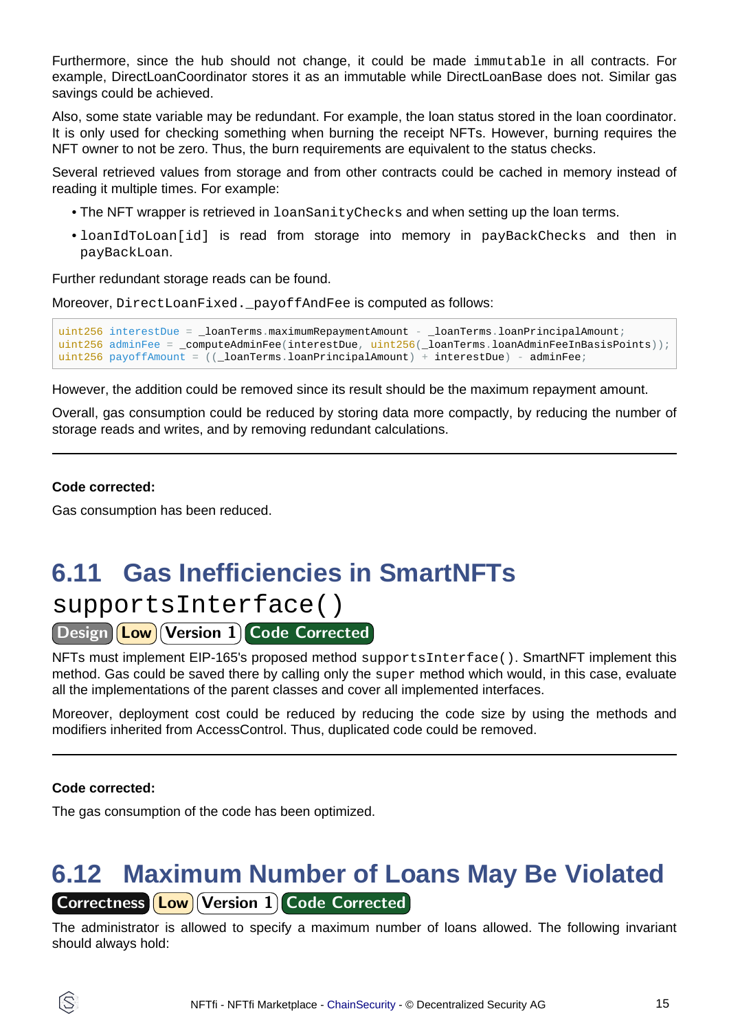Furthermore, since the hub should not change, it could be made `immutable` in all contracts. For example, DirectLoanCoordinator stores it as an immutable while DirectLoanBase does not. Similar gas savings could be achieved.

Also, some state variable may be redundant. For example, the loan status stored in the loan coordinator. It is only used for checking something when burning the receipt NFTs. However, burning requires the NFT owner to not be zero. Thus, the burn requirements are equivalent to the status checks.

Several retrieved values from storage and from other contracts could be cached in memory instead of reading it multiple times. For example:

- The NFT wrapper is retrieved in `loanSanityChecks` and when setting up the loan terms.
- `loanIdToLoan[id]` is read from storage into memory in `payBackChecks` and then in `payBackLoan`.

Further redundant storage reads can be found.

Moreover, `DirectLoanFixed._payoffAndFee` is computed as follows:

```
uint256 interestDue = _loanTerms.maximumRepaymentAmount - _loanTerms.loanPrincipalAmount;
uint256 adminFee = _computeAdminFee(interestDue, uint256(_loanTerms.loanAdminFeeInBasisPoints));
uint256 payoffAmount = ((_loanTerms.loanPrincipalAmount) + interestDue) - adminFee;
```

However, the addition could be removed since its result should be the maximum repayment amount.

Overall, gas consumption could be reduced by storing data more compactly, by reducing the number of storage reads and writes, and by removing redundant calculations.

---

**Code corrected:**

Gas consumption has been reduced.

## 6.11 Gas Inefficiencies in SmartNFTs `supportsInterface()`

Design | Low | Version 1 | Code Corrected

NFTs must implement EIP-165's proposed method `supportsInterface()`. SmartNFT implement this method. Gas could be saved there by calling only the `super` method which would, in this case, evaluate all the implementations of the parent classes and cover all implemented interfaces.

Moreover, deployment cost could be reduced by reducing the code size by using the methods and modifiers inherited from AccessControl. Thus, duplicated code could be removed.

---

**Code corrected:**

The gas consumption of the code has been optimized.

## 6.12 Maximum Number of Loans May Be Violated

Correctness | Low | Version 1 | Code Corrected

The administrator is allowed to specify a maximum number of loans allowed. The following invariant should always hold: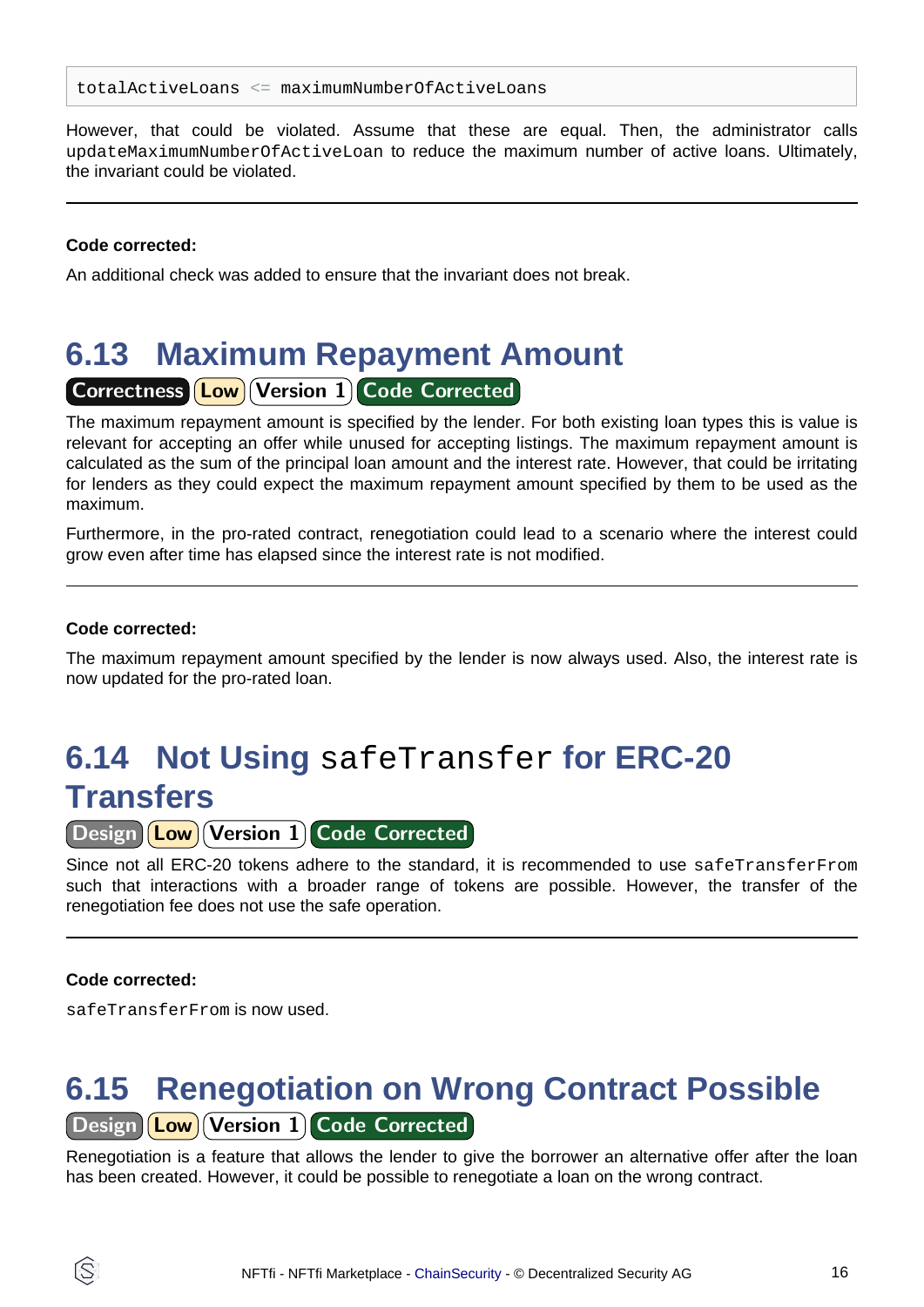```
totalActiveLoans <= maximumNumberOfActiveLoans
```

However, that could be violated. Assume that these are equal. Then, the administrator calls `updateMaximumNumberOfActiveLoan` to reduce the maximum number of active loans. Ultimately, the invariant could be violated.

---

**Code corrected:**

An additional check was added to ensure that the invariant does not break.

## 6.13 Maximum Repayment Amount

Correctness | Low | Version 1 | Code Corrected

The maximum repayment amount is specified by the lender. For both existing loan types this is value is relevant for accepting an offer while unused for accepting listings. The maximum repayment amount is calculated as the sum of the principal loan amount and the interest rate. However, that could be irritating for lenders as they could expect the maximum repayment amount specified by them to be used as the maximum.

Furthermore, in the pro-rated contract, renegotiation could lead to a scenario where the interest could grow even after time has elapsed since the interest rate is not modified.

---

**Code corrected:**

The maximum repayment amount specified by the lender is now always used. Also, the interest rate is now updated for the pro-rated loan.

## 6.14 Not Using `safeTransfer` for ERC-20 Transfers

Design | Low | Version 1 | Code Corrected

Since not all ERC-20 tokens adhere to the standard, it is recommended to use `safeTransferFrom` such that interactions with a broader range of tokens are possible. However, the transfer of the renegotiation fee does not use the safe operation.

---

**Code corrected:**

`safeTransferFrom` is now used.

## 6.15 Renegotiation on Wrong Contract Possible

Design | Low | Version 1 | Code Corrected

Renegotiation is a feature that allows the lender to give the borrower an alternative offer after the loan has been created. However, it could be possible to renegotiate a loan on the wrong contract.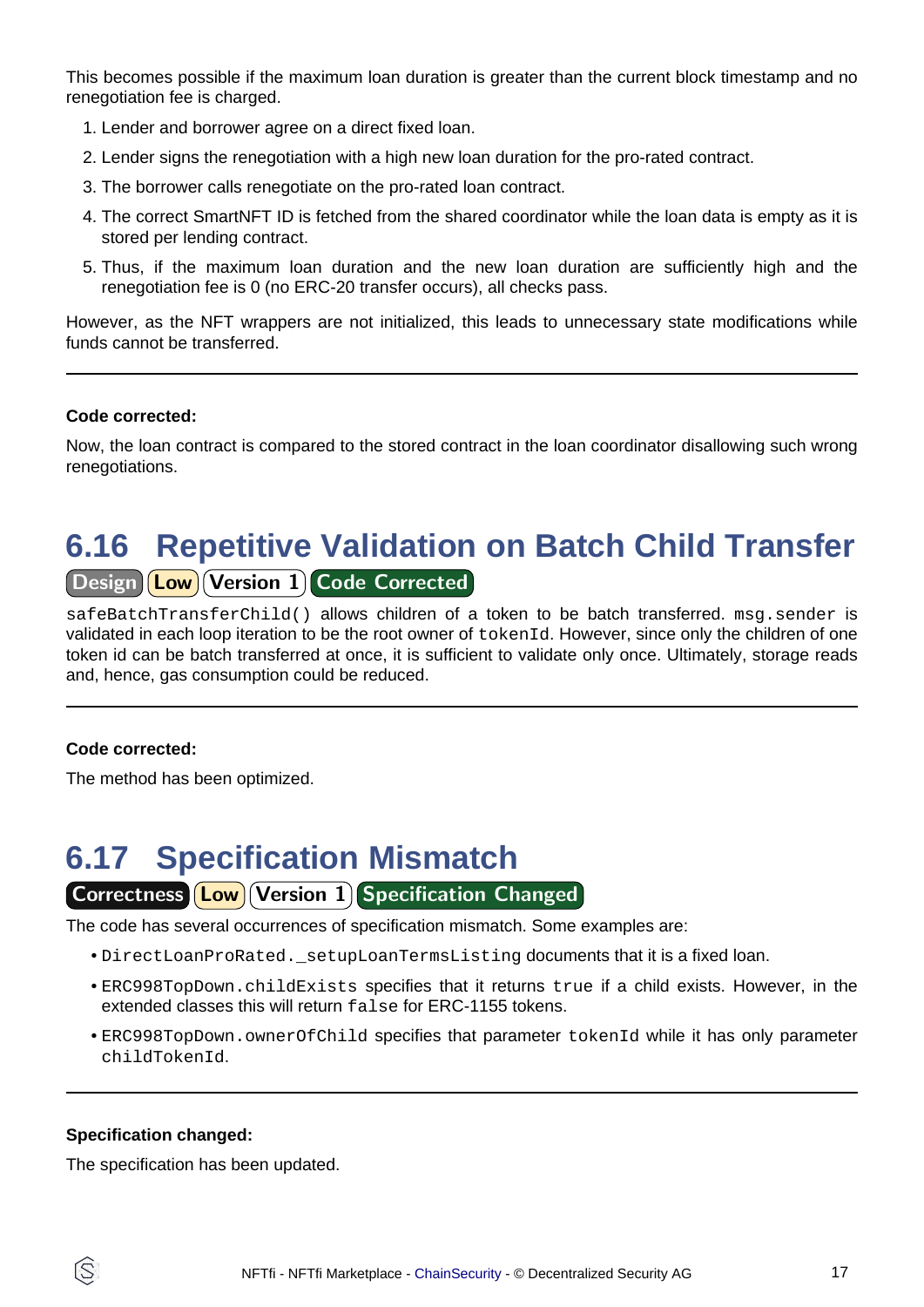This becomes possible if the maximum loan duration is greater than the current block timestamp and no renegotiation fee is charged.

1. Lender and borrower agree on a direct fixed loan.
2. Lender signs the renegotiation with a high new loan duration for the pro-rated contract.
3. The borrower calls renegotiate on the pro-rated loan contract.
4. The correct SmartNFT ID is fetched from the shared coordinator while the loan data is empty as it is stored per lending contract.
5. Thus, if the maximum loan duration and the new loan duration are sufficiently high and the renegotiation fee is 0 (no ERC-20 transfer occurs), all checks pass.

However, as the NFT wrappers are not initialized, this leads to unnecessary state modifications while funds cannot be transferred.

---

**Code corrected:**

Now, the loan contract is compared to the stored contract in the loan coordinator disallowing such wrong renegotiations.

## 6.16 Repetitive Validation on Batch Child Transfer

Design | Low | Version 1 | Code Corrected

`safeBatchTransferChild()` allows children of a token to be batch transferred. `msg.sender` is validated in each loop iteration to be the root owner of `tokenId`. However, since only the children of one token id can be batch transferred at once, it is sufficient to validate only once. Ultimately, storage reads and, hence, gas consumption could be reduced.

---

**Code corrected:**

The method has been optimized.

## 6.17 Specification Mismatch

Correctness | Low | Version 1 | Specification Changed

The code has several occurrences of specification mismatch. Some examples are:

- `DirectLoanProRated._setupLoanTermsListing` documents that it is a fixed loan.
- `ERC998TopDown.childExists` specifies that it returns `true` if a child exists. However, in the extended classes this will return `false` for ERC-1155 tokens.
- `ERC998TopDown.ownerOfChild` specifies that parameter `tokenId` while it has only parameter `childTokenId`.

---

**Specification changed:**

The specification has been updated.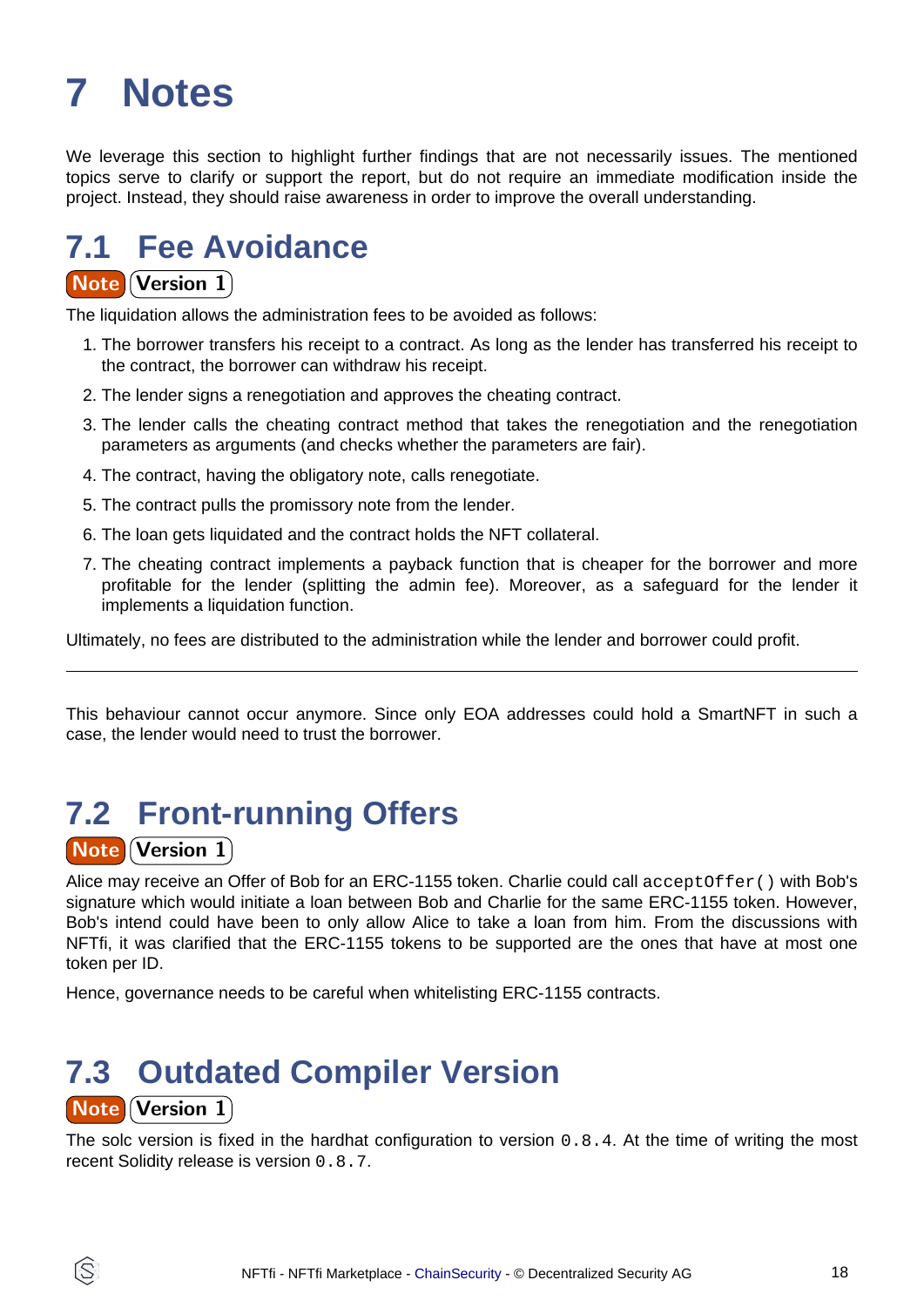# 7 Notes

We leverage this section to highlight further findings that are not necessarily issues. The mentioned topics serve to clarify or support the report, but do not require an immediate modification inside the project. Instead, they should raise awareness in order to improve the overall understanding.

## 7.1 Fee Avoidance

**Note** **Version 1**

The liquidation allows the administration fees to be avoided as follows:

1. The borrower transfers his receipt to a contract. As long as the lender has transferred his receipt to the contract, the borrower can withdraw his receipt.
2. The lender signs a renegotiation and approves the cheating contract.
3. The lender calls the cheating contract method that takes the renegotiation and the renegotiation parameters as arguments (and checks whether the parameters are fair).
4. The contract, having the obligatory note, calls renegotiate.
5. The contract pulls the promissory note from the lender.
6. The loan gets liquidated and the contract holds the NFT collateral.
7. The cheating contract implements a payback function that is cheaper for the borrower and more profitable for the lender (splitting the admin fee). Moreover, as a safeguard for the lender it implements a liquidation function.

Ultimately, no fees are distributed to the administration while the lender and borrower could profit.

---

This behaviour cannot occur anymore. Since only EOA addresses could hold a SmartNFT in such a case, the lender would need to trust the borrower.

## 7.2 Front-running Offers

**Note** **Version 1**

Alice may receive an Offer of Bob for an ERC-1155 token. Charlie could call `acceptOffer()` with Bob's signature which would initiate a loan between Bob and Charlie for the same ERC-1155 token. However, Bob's intend could have been to only allow Alice to take a loan from him. From the discussions with NFTfi, it was clarified that the ERC-1155 tokens to be supported are the ones that have at most one token per ID.

Hence, governance needs to be careful when whitelisting ERC-1155 contracts.

## 7.3 Outdated Compiler Version

**Note** **Version 1**

The solc version is fixed in the hardhat configuration to version `0.8.4`. At the time of writing the most recent Solidity release is version `0.8.7`.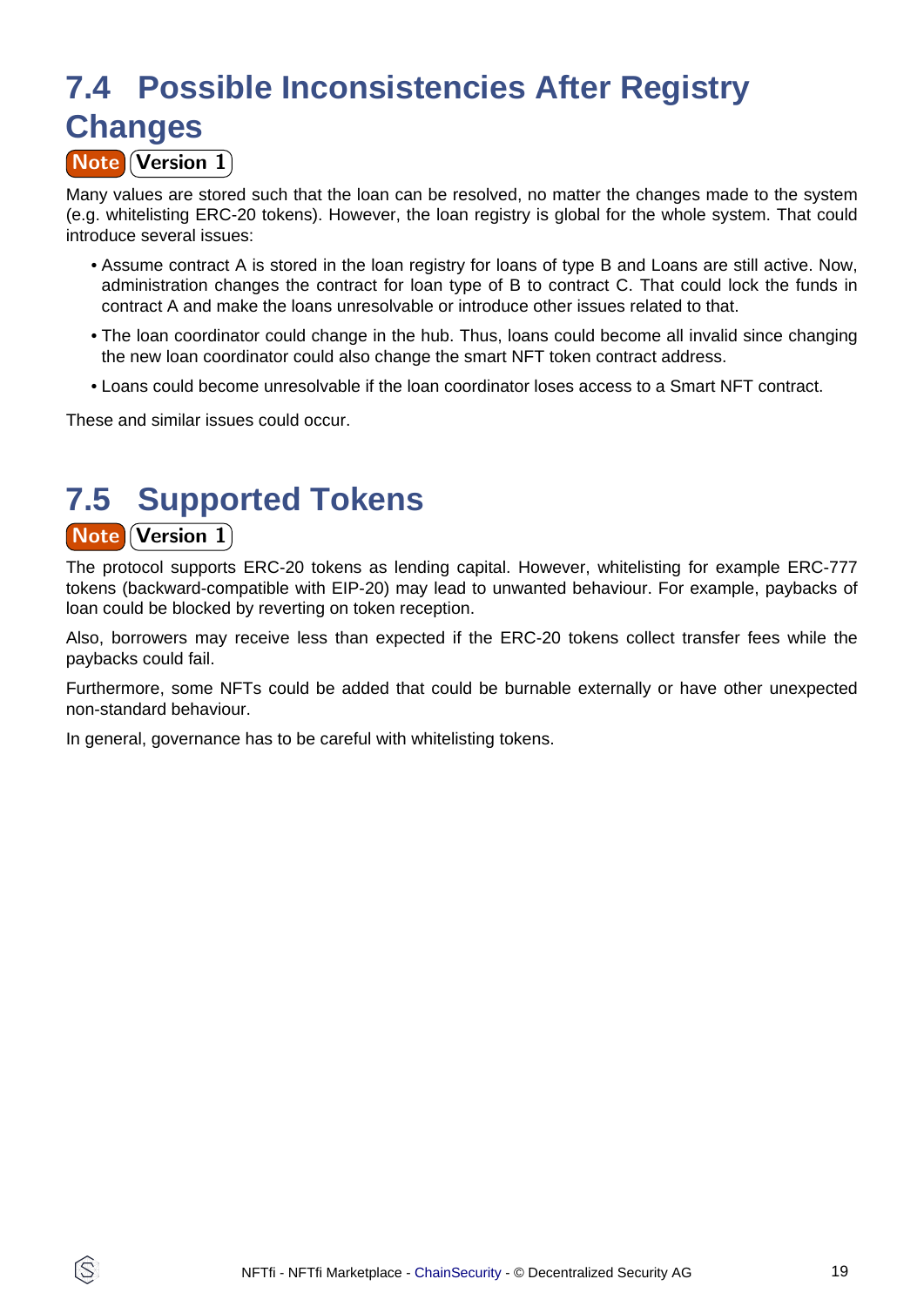## 7.4 Possible Inconsistencies After Registry Changes

Note Version 1

Many values are stored such that the loan can be resolved, no matter the changes made to the system (e.g. whitelisting ERC-20 tokens). However, the loan registry is global for the whole system. That could introduce several issues:

- Assume contract A is stored in the loan registry for loans of type B and Loans are still active. Now, administration changes the contract for loan type of B to contract C. That could lock the funds in contract A and make the loans unresolvable or introduce other issues related to that.
- The loan coordinator could change in the hub. Thus, loans could become all invalid since changing the new loan coordinator could also change the smart NFT token contract address.
- Loans could become unresolvable if the loan coordinator loses access to a Smart NFT contract.

These and similar issues could occur.

## 7.5 Supported Tokens

Note Version 1

The protocol supports ERC-20 tokens as lending capital. However, whitelisting for example ERC-777 tokens (backward-compatible with EIP-20) may lead to unwanted behaviour. For example, paybacks of loan could be blocked by reverting on token reception.

Also, borrowers may receive less than expected if the ERC-20 tokens collect transfer fees while the paybacks could fail.

Furthermore, some NFTs could be added that could be burnable externally or have other unexpected non-standard behaviour.

In general, governance has to be careful with whitelisting tokens.